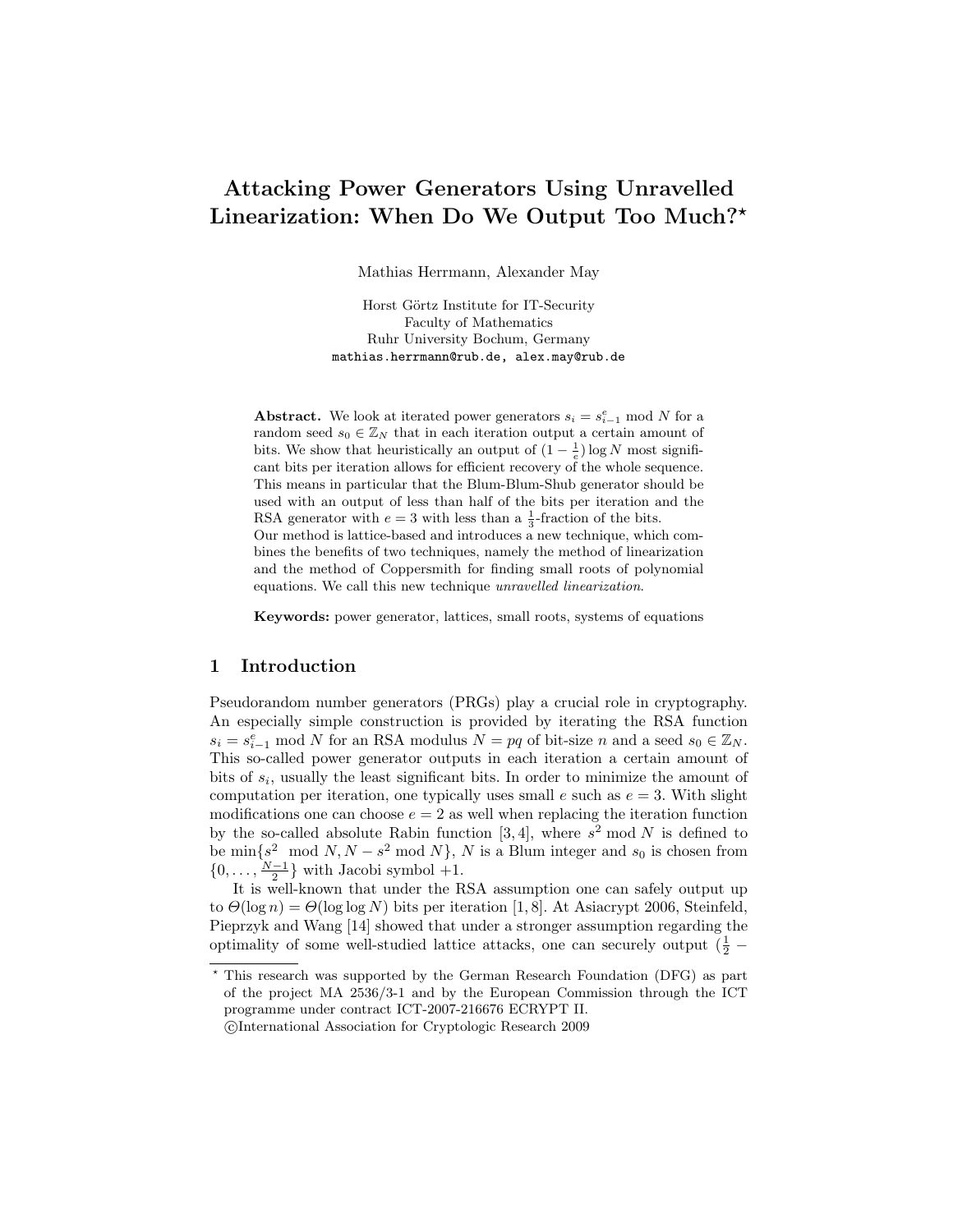// Attacking Power Generators Using Unravelled Linearization: When Do We Output Too Much?*

Mathias Herrmann, Alexander May

Horst Görtz Institute for IT-Security
Faculty of Mathematics
Ruhr University Bochum, Germany
mathias.herrmann@rub.de, alex.may@rub.de

**Abstract.** We look at iterated power generators $s_i = s_{i-1}^e \bmod N$ for a random seed $s_0 \in \mathbb{Z}_N$ that in each iteration output a certain amount of bits. We show that heuristically an output of $(1 - \frac{1}{e}) \log N$ most significant bits per iteration allows for efficient recovery of the whole sequence. This means in particular that the Blum-Blum-Shub generator should be used with an output of less than half of the bits per iteration and the RSA generator with $e = 3$ with less than a $\frac{1}{3}$-fraction of the bits.
Our method is lattice-based and introduces a new technique, which combines the benefits of two techniques, namely the method of linearization and the method of Coppersmith for finding small roots of polynomial equations. We call this new technique *unravelled linearization*.

**Keywords:** power generator, lattices, small roots, systems of equations

## 1 Introduction

Pseudorandom number generators (PRGs) play a crucial role in cryptography. An especially simple construction is provided by iterating the RSA function $s_i = s_{i-1}^e \bmod N$ for an RSA modulus $N = pq$ of bit-size $n$ and a seed $s_0 \in \mathbb{Z}_N$. This so-called power generator outputs in each iteration a certain amount of bits of $s_i$, usually the least significant bits. In order to minimize the amount of computation per iteration, one typically uses small $e$ such as $e = 3$. With slight modifications one can choose $e = 2$ as well when replacing the iteration function by the so-called absolute Rabin function [3, 4], where $s^2 \bmod N$ is defined to be $\min\{s^2 \bmod N, N - s^2 \bmod N\}$, $N$ is a Blum integer and $s_0$ is chosen from $\{0, \ldots, \frac{N-1}{2}\}$ with Jacobi symbol $+1$.

It is well-known that under the RSA assumption one can safely output up to $\Theta(\log n) = \Theta(\log \log N)$ bits per iteration [1, 8]. At Asiacrypt 2006, Steinfeld, Pieprzyk and Wang [14] showed that under a stronger assumption regarding the optimality of some well-studied lattice attacks, one can securely output $(\frac{1}{2} -$

* This research was supported by the German Research Foundation (DFG) as part of the project MA 2536/3-1 and by the European Commission through the ICT programme under contract ICT-2007-216676 ECRYPT II.
©International Association for Cryptologic Research 2009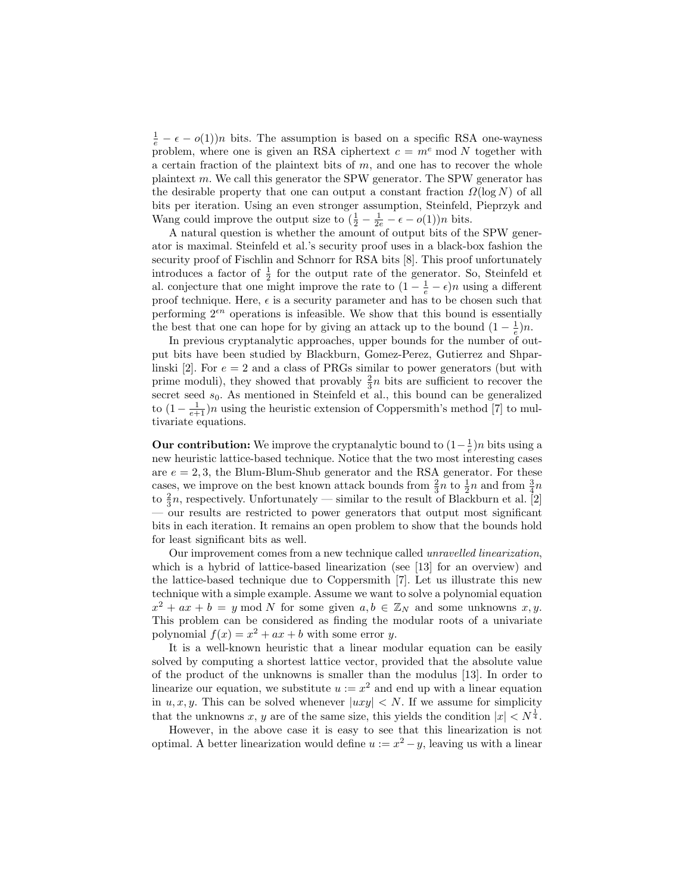$\frac{1}{e} - \epsilon - o(1))n$ bits. The assumption is based on a specific RSA one-wayness problem, where one is given an RSA ciphertext $c = m^e \bmod N$ together with a certain fraction of the plaintext bits of $m$, and one has to recover the whole plaintext $m$. We call this generator the SPW generator. The SPW generator has the desirable property that one can output a constant fraction $\Omega(\log N)$ of all bits per iteration. Using an even stronger assumption, Steinfeld, Pieprzyk and Wang could improve the output size to $(\frac{1}{2} - \frac{1}{2e} - \epsilon - o(1))n$ bits.

A natural question is whether the amount of output bits of the SPW generator is maximal. Steinfeld et al.'s security proof uses in a black-box fashion the security proof of Fischlin and Schnorr for RSA bits [8]. This proof unfortunately introduces a factor of $\frac{1}{2}$ for the output rate of the generator. So, Steinfeld et al. conjecture that one might improve the rate to $(1 - \frac{1}{e} - \epsilon)n$ using a different proof technique. Here, $\epsilon$ is a security parameter and has to be chosen such that performing $2^{\epsilon n}$ operations is infeasible. We show that this bound is essentially the best that one can hope for by giving an attack up to the bound $(1 - \frac{1}{e})n$.

In previous cryptanalytic approaches, upper bounds for the number of output bits have been studied by Blackburn, Gomez-Perez, Gutierrez and Shparlinski [2]. For $e = 2$ and a class of PRGs similar to power generators (but with prime moduli), they showed that provably $\frac{2}{3}n$ bits are sufficient to recover the secret seed $s_0$. As mentioned in Steinfeld et al., this bound can be generalized to $(1 - \frac{1}{e+1})n$ using the heuristic extension of Coppersmith's method [7] to multivariate equations.

**Our contribution:** We improve the cryptanalytic bound to $(1 - \frac{1}{e})n$ bits using a new heuristic lattice-based technique. Notice that the two most interesting cases are $e = 2, 3$, the Blum-Blum-Shub generator and the RSA generator. For these cases, we improve on the best known attack bounds from $\frac{2}{3}n$ to $\frac{1}{2}n$ and from $\frac{3}{4}n$ to $\frac{2}{3}n$, respectively. Unfortunately — similar to the result of Blackburn et al. [2] — our results are restricted to power generators that output most significant bits in each iteration. It remains an open problem to show that the bounds hold for least significant bits as well.

Our improvement comes from a new technique called *unravelled linearization*, which is a hybrid of lattice-based linearization (see [13] for an overview) and the lattice-based technique due to Coppersmith [7]. Let us illustrate this new technique with a simple example. Assume we want to solve a polynomial equation $x^2 + ax + b = y \bmod N$ for some given $a, b \in \mathbb{Z}_N$ and some unknowns $x, y$. This problem can be considered as finding the modular roots of a univariate polynomial $f(x) = x^2 + ax + b$ with some error $y$.

It is a well-known heuristic that a linear modular equation can be easily solved by computing a shortest lattice vector, provided that the absolute value of the product of the unknowns is smaller than the modulus [13]. In order to linearize our equation, we substitute $u := x^2$ and end up with a linear equation in $u, x, y$. This can be solved whenever $|uxy| < N$. If we assume for simplicity that the unknowns $x, y$ are of the same size, this yields the condition $|x| < N^{\frac{1}{4}}$.

However, in the above case it is easy to see that this linearization is not optimal. A better linearization would define $u := x^2 - y$, leaving us with a linear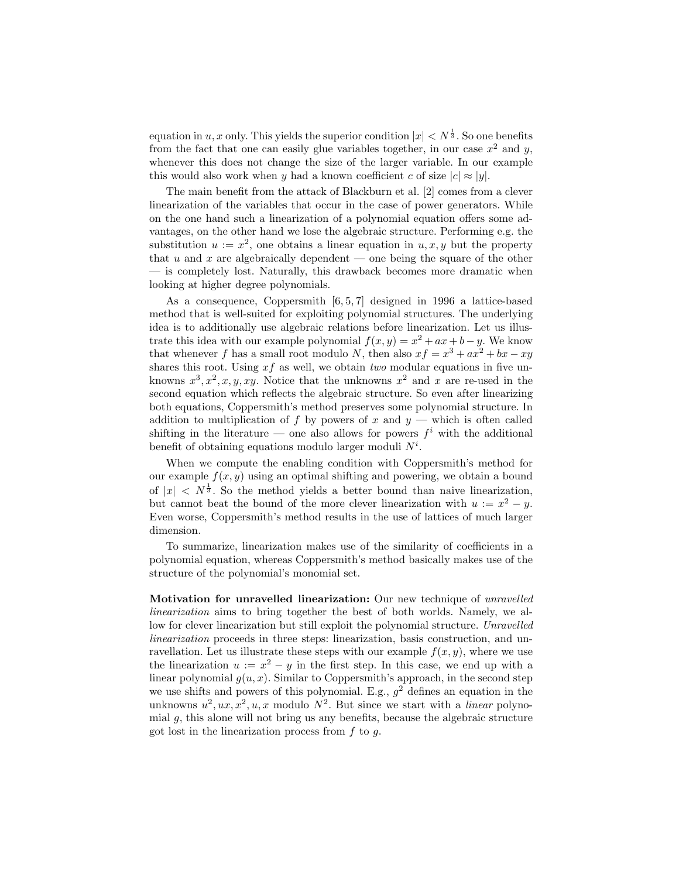equation in $u, x$ only. This yields the superior condition $|x| < N^{\frac{1}{3}}$. So one benefits from the fact that one can easily glue variables together, in our case $x^2$ and $y$, whenever this does not change the size of the larger variable. In our example this would also work when $y$ had a known coefficient $c$ of size $|c| \approx |y|$.

The main benefit from the attack of Blackburn et al. [2] comes from a clever linearization of the variables that occur in the case of power generators. While on the one hand such a linearization of a polynomial equation offers some advantages, on the other hand we lose the algebraic structure. Performing e.g. the substitution $u := x^2$, one obtains a linear equation in $u, x, y$ but the property that $u$ and $x$ are algebraically dependent — one being the square of the other — is completely lost. Naturally, this drawback becomes more dramatic when looking at higher degree polynomials.

As a consequence, Coppersmith [6, 5, 7] designed in 1996 a lattice-based method that is well-suited for exploiting polynomial structures. The underlying idea is to additionally use algebraic relations before linearization. Let us illustrate this idea with our example polynomial $f(x, y) = x^2 + ax + b - y$. We know that whenever $f$ has a small root modulo $N$, then also $xf = x^3 + ax^2 + bx - xy$ shares this root. Using $xf$ as well, we obtain *two* modular equations in five unknowns $x^3, x^2, x, y, xy$. Notice that the unknowns $x^2$ and $x$ are re-used in the second equation which reflects the algebraic structure. So even after linearizing both equations, Coppersmith's method preserves some polynomial structure. In addition to multiplication of $f$ by powers of $x$ and $y$ — which is often called shifting in the literature — one also allows for powers $f^i$ with the additional benefit of obtaining equations modulo larger moduli $N^i$.

When we compute the enabling condition with Coppersmith's method for our example $f(x, y)$ using an optimal shifting and powering, we obtain a bound of $|x| < N^{\frac{1}{3}}$. So the method yields a better bound than naive linearization, but cannot beat the bound of the more clever linearization with $u := x^2 - y$. Even worse, Coppersmith's method results in the use of lattices of much larger dimension.

To summarize, linearization makes use of the similarity of coefficients in a polynomial equation, whereas Coppersmith's method basically makes use of the structure of the polynomial's monomial set.

**Motivation for unravelled linearization:** Our new technique of *unravelled linearization* aims to bring together the best of both worlds. Namely, we allow for clever linearization but still exploit the polynomial structure. *Unravelled linearization* proceeds in three steps: linearization, basis construction, and unravellation. Let us illustrate these steps with our example $f(x, y)$, where we use the linearization $u := x^2 - y$ in the first step. In this case, we end up with a linear polynomial $g(u, x)$. Similar to Coppersmith's approach, in the second step we use shifts and powers of this polynomial. E.g., $g^2$ defines an equation in the unknowns $u^2, ux, x^2, u, x$ modulo $N^2$. But since we start with a *linear* polynomial $g$, this alone will not bring us any benefits, because the algebraic structure got lost in the linearization process from $f$ to $g$.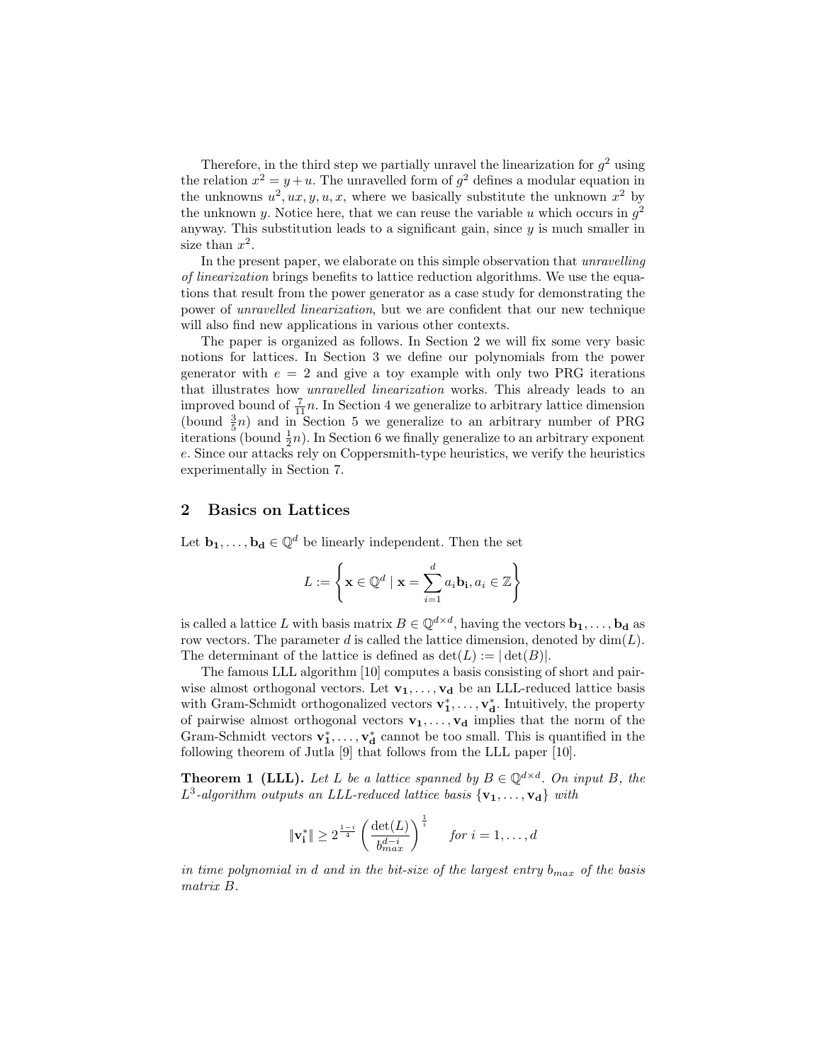Therefore, in the third step we partially unravel the linearization for $g^2$ using the relation $x^2 = y + u$. The unravelled form of $g^2$ defines a modular equation in the unknowns $u^2, ux, y, u, x$, where we basically substitute the unknown $x^2$ by the unknown $y$. Notice here, that we can reuse the variable $u$ which occurs in $g^2$ anyway. This substitution leads to a significant gain, since $y$ is much smaller in size than $x^2$.

In the present paper, we elaborate on this simple observation that *unravelling of linearization* brings benefits to lattice reduction algorithms. We use the equations that result from the power generator as a case study for demonstrating the power of *unravelled linearization*, but we are confident that our new technique will also find new applications in various other contexts.

The paper is organized as follows. In Section 2 we will fix some very basic notions for lattices. In Section 3 we define our polynomials from the power generator with $e = 2$ and give a toy example with only two PRG iterations that illustrates how *unravelled linearization* works. This already leads to an improved bound of $\frac{7}{11}n$. In Section 4 we generalize to arbitrary lattice dimension (bound $\frac{3}{5}n$) and in Section 5 we generalize to an arbitrary number of PRG iterations (bound $\frac{1}{2}n$). In Section 6 we finally generalize to an arbitrary exponent $e$. Since our attacks rely on Coppersmith-type heuristics, we verify the heuristics experimentally in Section 7.

## 2 Basics on Lattices

Let $\mathbf{b_1}, \ldots, \mathbf{b_d} \in \mathbb{Q}^d$ be linearly independent. Then the set

$$L := \left\{ \mathbf{x} \in \mathbb{Q}^d \mid \mathbf{x} = \sum_{i=1}^{d} a_i \mathbf{b_i}, a_i \in \mathbb{Z} \right\}$$

is called a lattice $L$ with basis matrix $B \in \mathbb{Q}^{d \times d}$, having the vectors $\mathbf{b_1}, \ldots, \mathbf{b_d}$ as row vectors. The parameter $d$ is called the lattice dimension, denoted by $\dim(L)$. The determinant of the lattice is defined as $\det(L) := |\det(B)|$.

The famous LLL algorithm [10] computes a basis consisting of short and pairwise almost orthogonal vectors. Let $\mathbf{v_1}, \ldots, \mathbf{v_d}$ be an LLL-reduced lattice basis with Gram-Schmidt orthogonalized vectors $\mathbf{v_1^*}, \ldots, \mathbf{v_d^*}$. Intuitively, the property of pairwise almost orthogonal vectors $\mathbf{v_1}, \ldots, \mathbf{v_d}$ implies that the norm of the Gram-Schmidt vectors $\mathbf{v_1^*}, \ldots, \mathbf{v_d^*}$ cannot be too small. This is quantified in the following theorem of Jutla [9] that follows from the LLL paper [10].

**Theorem 1 (LLL).** *Let $L$ be a lattice spanned by $B \in \mathbb{Q}^{d \times d}$. On input $B$, the $L^3$-algorithm outputs an LLL-reduced lattice basis $\{\mathbf{v_1}, \ldots, \mathbf{v_d}\}$ with*

$$\|\mathbf{v_i^*}\| \geq 2^{\frac{1-i}{4}} \left( \frac{\det(L)}{b_{max}^{d-i}} \right)^{\frac{1}{i}} \qquad \textit{for } i = 1, \ldots, d$$

*in time polynomial in $d$ and in the bit-size of the largest entry $b_{max}$ of the basis matrix $B$.*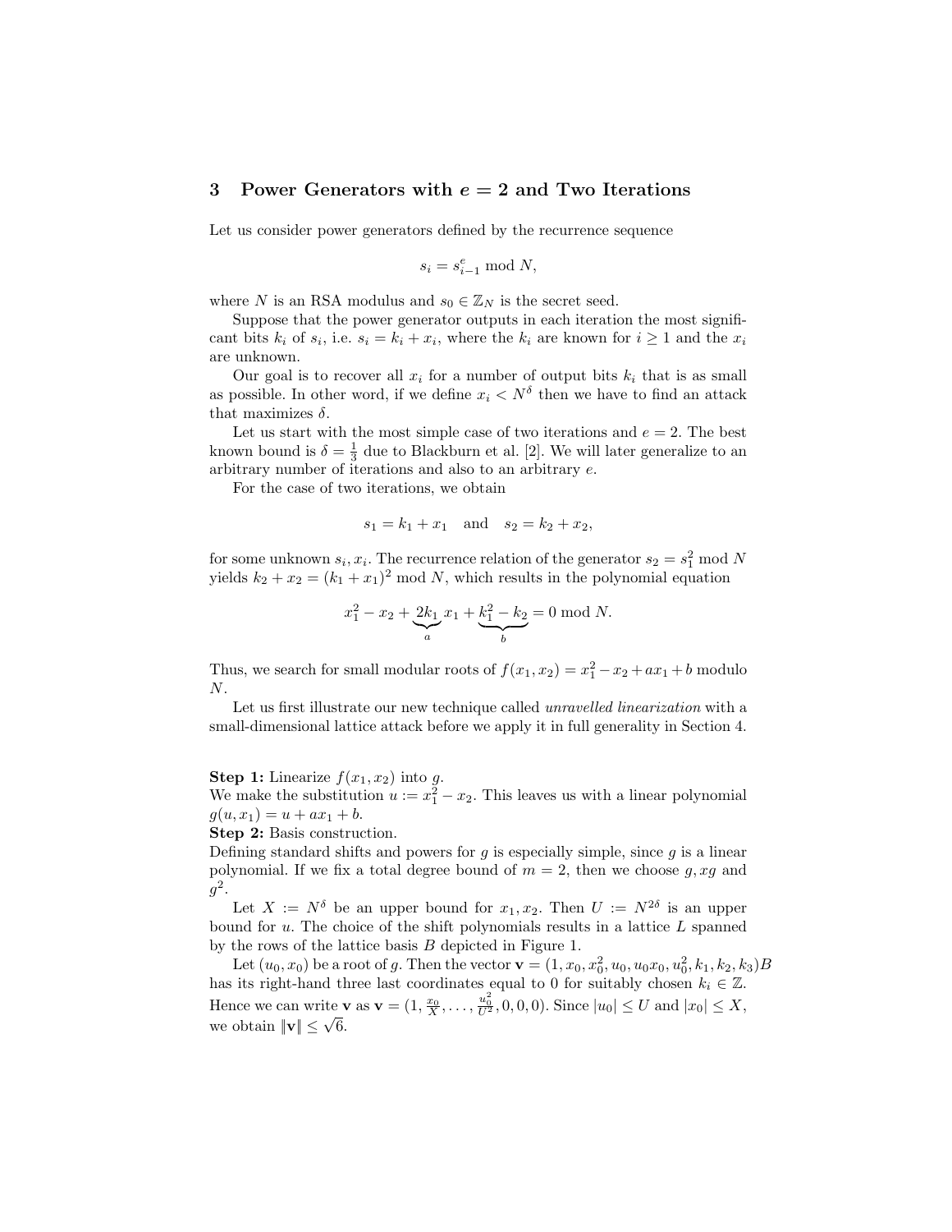## 3 Power Generators with $e = 2$ and Two Iterations

Let us consider power generators defined by the recurrence sequence

$$s_i = s_{i-1}^e \bmod N,$$

where $N$ is an RSA modulus and $s_0 \in \mathbb{Z}_N$ is the secret seed.

Suppose that the power generator outputs in each iteration the most significant bits $k_i$ of $s_i$, i.e. $s_i = k_i + x_i$, where the $k_i$ are known for $i \geq 1$ and the $x_i$ are unknown.

Our goal is to recover all $x_i$ for a number of output bits $k_i$ that is as small as possible. In other word, if we define $x_i < N^\delta$ then we have to find an attack that maximizes $\delta$.

Let us start with the most simple case of two iterations and $e = 2$. The best known bound is $\delta = \frac{1}{3}$ due to Blackburn et al. [2]. We will later generalize to an arbitrary number of iterations and also to an arbitrary $e$.

For the case of two iterations, we obtain

$$s_1 = k_1 + x_1 \quad \text{and} \quad s_2 = k_2 + x_2,$$

for some unknown $s_i, x_i$. The recurrence relation of the generator $s_2 = s_1^2 \bmod N$ yields $k_2 + x_2 = (k_1 + x_1)^2 \bmod N$, which results in the polynomial equation

$$x_1^2 - x_2 + \underbrace{2k_1}_{a} x_1 + \underbrace{k_1^2 - k_2}_{b} = 0 \bmod N.$$

Thus, we search for small modular roots of $f(x_1, x_2) = x_1^2 - x_2 + ax_1 + b$ modulo $N$.

Let us first illustrate our new technique called *unravelled linearization* with a small-dimensional lattice attack before we apply it in full generality in Section 4.

**Step 1:** Linearize $f(x_1, x_2)$ into $g$.
We make the substitution $u := x_1^2 - x_2$. This leaves us with a linear polynomial $g(u, x_1) = u + ax_1 + b$.
**Step 2:** Basis construction.
Defining standard shifts and powers for $g$ is especially simple, since $g$ is a linear polynomial. If we fix a total degree bound of $m = 2$, then we choose $g, xg$ and $g^2$.

Let $X := N^\delta$ be an upper bound for $x_1, x_2$. Then $U := N^{2\delta}$ is an upper bound for $u$. The choice of the shift polynomials results in a lattice $L$ spanned by the rows of the lattice basis $B$ depicted in Figure 1.

Let $(u_0, x_0)$ be a root of $g$. Then the vector $\mathbf{v} = (1, x_0, x_0^2, u_0, u_0 x_0, u_0^2, k_1, k_2, k_3)B$ has its right-hand three last coordinates equal to 0 for suitably chosen $k_i \in \mathbb{Z}$. Hence we can write $\mathbf{v}$ as $\mathbf{v} = (1, \frac{x_0}{X}, \ldots, \frac{u_0^2}{U^2}, 0, 0, 0)$. Since $|u_0| \leq U$ and $|x_0| \leq X$, we obtain $\|\mathbf{v}\| \leq \sqrt{6}$.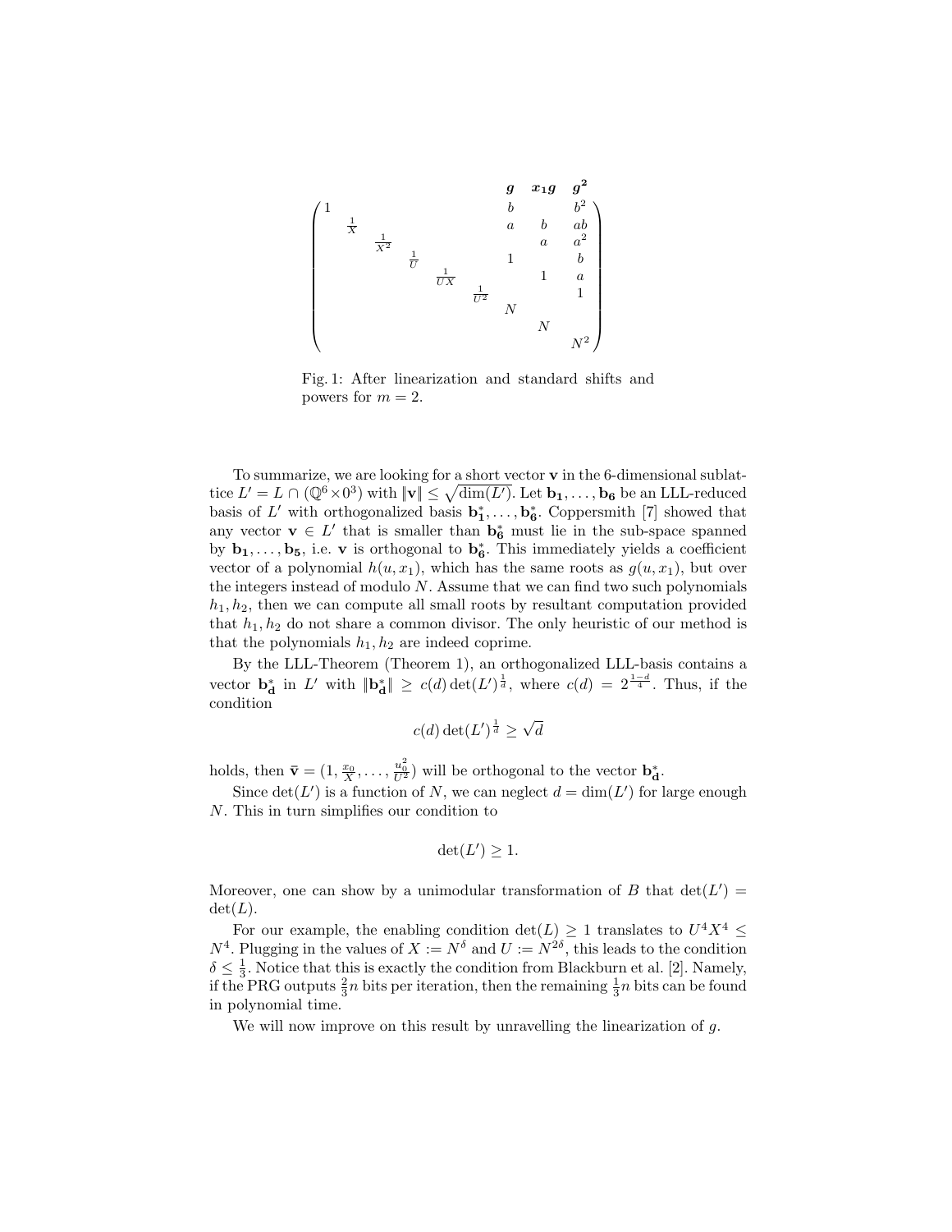$$
\begin{array}{c}
 \\
\begin{pmatrix}
1 & & & & & & b & & b^2 \\
 & \frac{1}{X} & & & & & a & b & ab \\
 & & \frac{1}{X^2} & & & & & a & a^2 \\
 & & & \frac{1}{U} & & & 1 & & b \\
 & & & & \frac{1}{UX} & & & 1 & a \\
 & & & & & \frac{1}{U^2} & & & 1 \\
 & & & & & & N & & \\
 & & & & & & & N & \\
 & & & & & & & & N^2
\end{pmatrix}
\end{array}
$$

(Column labels of the last three columns: $\boldsymbol{g}$, $\boldsymbol{x_1 g}$, $\boldsymbol{g^2}$)

Fig. 1: After linearization and standard shifts and powers for $m = 2$.

To summarize, we are looking for a short vector $\mathbf{v}$ in the 6-dimensional sublattice $L' = L \cap (\mathbb{Q}^6 \times 0^3)$ with $\|\mathbf{v}\| \le \sqrt{\dim(L')}$. Let $\mathbf{b_1}, \ldots, \mathbf{b_6}$ be an LLL-reduced basis of $L'$ with orthogonalized basis $\mathbf{b_1^*}, \ldots, \mathbf{b_6^*}$. Coppersmith [7] showed that any vector $\mathbf{v} \in L'$ that is smaller than $\mathbf{b_6^*}$ must lie in the sub-space spanned by $\mathbf{b_1}, \ldots, \mathbf{b_5}$, i.e. $\mathbf{v}$ is orthogonal to $\mathbf{b_6^*}$. This immediately yields a coefficient vector of a polynomial $h(u, x_1)$, which has the same roots as $g(u, x_1)$, but over the integers instead of modulo $N$. Assume that we can find two such polynomials $h_1, h_2$, then we can compute all small roots by resultant computation provided that $h_1, h_2$ do not share a common divisor. The only heuristic of our method is that the polynomials $h_1, h_2$ are indeed coprime.

By the LLL-Theorem (Theorem 1), an orthogonalized LLL-basis contains a vector $\mathbf{b_d^*}$ in $L'$ with $\|\mathbf{b_d^*}\| \ge c(d) \det(L')^{\frac{1}{d}}$, where $c(d) = 2^{\frac{1-d}{4}}$. Thus, if the condition

$$c(d) \det(L')^{\frac{1}{d}} \ge \sqrt{d}$$

holds, then $\bar{\mathbf{v}} = (1, \frac{x_0}{X}, \ldots, \frac{u_0^2}{U^2})$ will be orthogonal to the vector $\mathbf{b_d^*}$.

Since $\det(L')$ is a function of $N$, we can neglect $d = \dim(L')$ for large enough $N$. This in turn simplifies our condition to

$$\det(L') \ge 1.$$

Moreover, one can show by a unimodular transformation of $B$ that $\det(L') = \det(L)$.

For our example, the enabling condition $\det(L) \ge 1$ translates to $U^4 X^4 \le N^4$. Plugging in the values of $X := N^\delta$ and $U := N^{2\delta}$, this leads to the condition $\delta \le \frac{1}{3}$. Notice that this is exactly the condition from Blackburn et al. [2]. Namely, if the PRG outputs $\frac{2}{3}n$ bits per iteration, then the remaining $\frac{1}{3}n$ bits can be found in polynomial time.

We will now improve on this result by unravelling the linearization of $g$.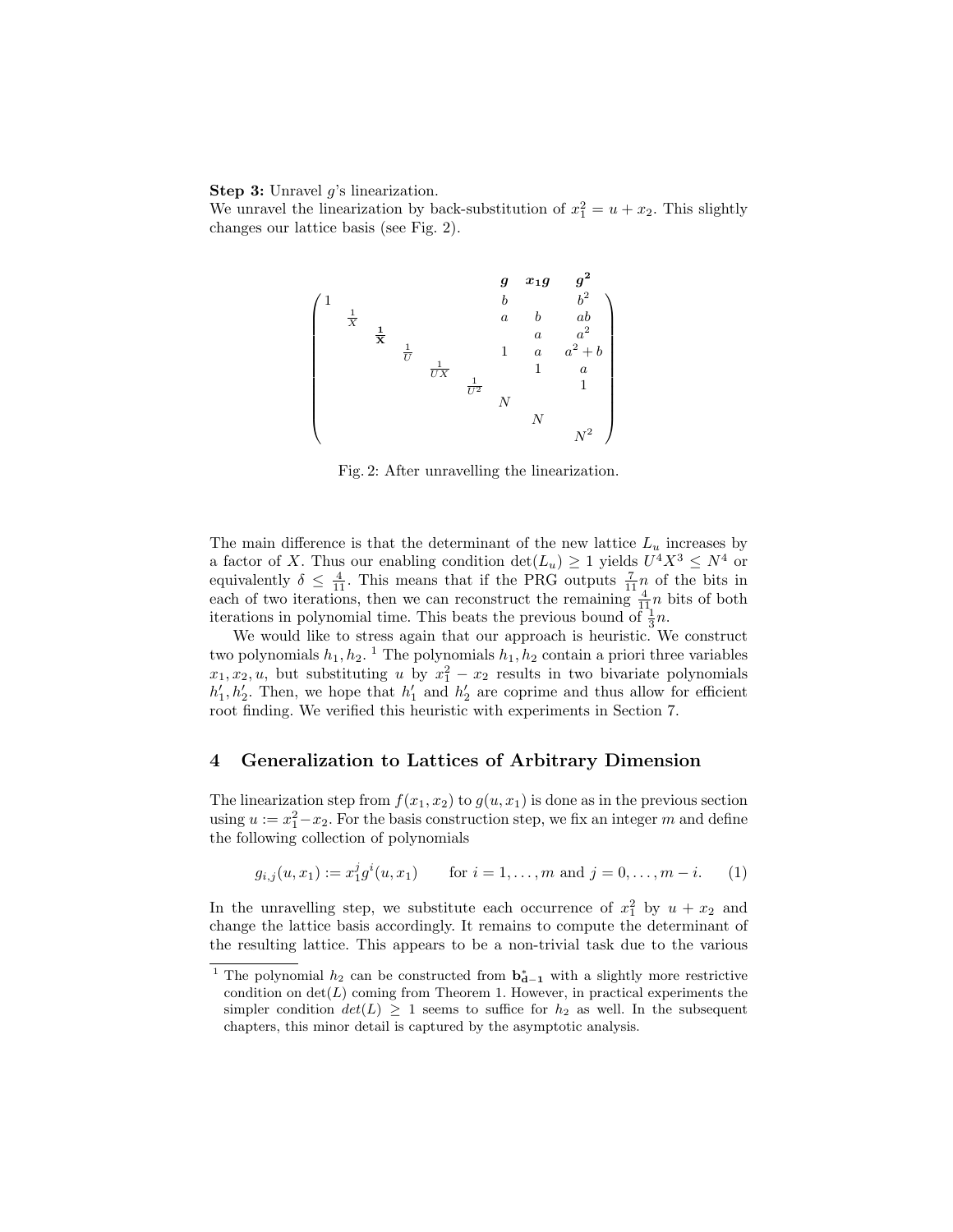**Step 3:** Unravel $g$'s linearization.
We unravel the linearization by back-substitution of $x_1^2 = u + x_2$. This slightly changes our lattice basis (see Fig. 2).

$$
\begin{array}{c}
\begin{array}{cccccccccc}
 & & & & & & \boldsymbol{g} & \boldsymbol{x_1 g} & \boldsymbol{g^2}
\end{array}\\
\begin{pmatrix}
1 & & & & & & b & & b^2 \\
 & \frac{1}{X} & & & & & a & b & ab \\
 & & \mathbf{\frac{1}{X}} & & & & & a & a^2 \\
 & & & \frac{1}{U} & & & 1 & a & a^2+b \\
 & & & & \frac{1}{UX} & & & 1 & a \\
 & & & & & \frac{1}{U^2} & & & 1 \\
 & & & & & & N & & \\
 & & & & & & & N & \\
 & & & & & & & & N^2
\end{pmatrix}
\end{array}
$$

Fig. 2: After unravelling the linearization.

The main difference is that the determinant of the new lattice $L_u$ increases by a factor of $X$. Thus our enabling condition $\det(L_u) \geq 1$ yields $U^4 X^3 \leq N^4$ or equivalently $\delta \leq \frac{4}{11}$. This means that if the PRG outputs $\frac{7}{11}n$ of the bits in each of two iterations, then we can reconstruct the remaining $\frac{4}{11}n$ bits of both iterations in polynomial time. This beats the previous bound of $\frac{1}{3}n$.

We would like to stress again that our approach is heuristic. We construct two polynomials $h_1, h_2$. [1] The polynomials $h_1, h_2$ contain a priori three variables $x_1, x_2, u$, but substituting $u$ by $x_1^2 - x_2$ results in two bivariate polynomials $h_1', h_2'$. Then, we hope that $h_1'$ and $h_2'$ are coprime and thus allow for efficient root finding. We verified this heuristic with experiments in Section 7.

## 4 Generalization to Lattices of Arbitrary Dimension

The linearization step from $f(x_1, x_2)$ to $g(u, x_1)$ is done as in the previous section using $u := x_1^2 - x_2$. For the basis construction step, we fix an integer $m$ and define the following collection of polynomials

$$g_{i,j}(u, x_1) := x_1^j g^i(u, x_1) \qquad \text{for } i = 1, \ldots, m \text{ and } j = 0, \ldots, m - i. \tag{1}$$

In the unravelling step, we substitute each occurrence of $x_1^2$ by $u + x_2$ and change the lattice basis accordingly. It remains to compute the determinant of the resulting lattice. This appears to be a non-trivial task due to the various

---

[1] The polynomial $h_2$ can be constructed from $\mathbf{b^*_{d-1}}$ with a slightly more restrictive condition on $\det(L)$ coming from Theorem 1. However, in practical experiments the simpler condition $det(L) \geq 1$ seems to suffice for $h_2$ as well. In the subsequent chapters, this minor detail is captured by the asymptotic analysis.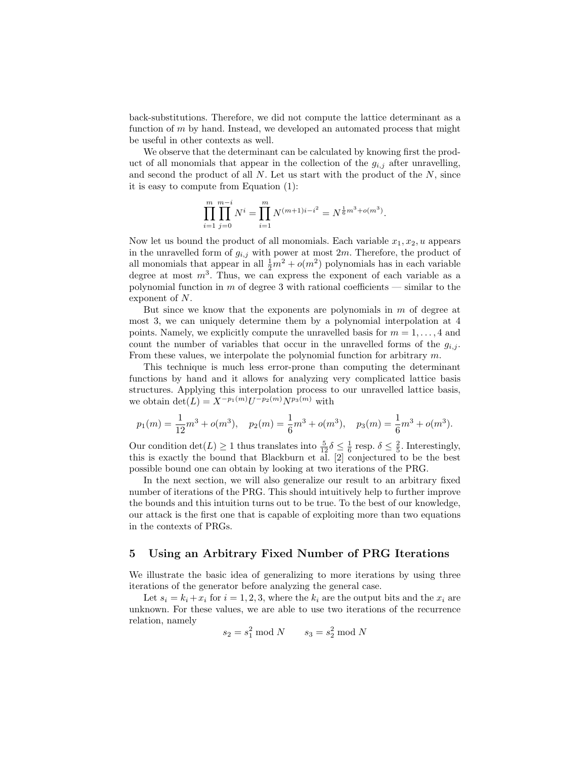back-substitutions. Therefore, we did not compute the lattice determinant as a function of $m$ by hand. Instead, we developed an automated process that might be useful in other contexts as well.

We observe that the determinant can be calculated by knowing first the product of all monomials that appear in the collection of the $g_{i,j}$ after unravelling, and second the product of all $N$. Let us start with the product of the $N$, since it is easy to compute from Equation (1):

$$\prod_{i=1}^{m} \prod_{j=0}^{m-i} N^i = \prod_{i=1}^{m} N^{(m+1)i-i^2} = N^{\frac{1}{6}m^3+o(m^3)}.$$

Now let us bound the product of all monomials. Each variable $x_1, x_2, u$ appears in the unravelled form of $g_{i,j}$ with power at most $2m$. Therefore, the product of all monomials that appear in all $\frac{1}{2}m^2 + o(m^2)$ polynomials has in each variable degree at most $m^3$. Thus, we can express the exponent of each variable as a polynomial function in $m$ of degree 3 with rational coefficients — similar to the exponent of $N$.

But since we know that the exponents are polynomials in $m$ of degree at most 3, we can uniquely determine them by a polynomial interpolation at 4 points. Namely, we explicitly compute the unravelled basis for $m = 1, \ldots, 4$ and count the number of variables that occur in the unravelled forms of the $g_{i,j}$. From these values, we interpolate the polynomial function for arbitrary $m$.

This technique is much less error-prone than computing the determinant functions by hand and it allows for analyzing very complicated lattice basis structures. Applying this interpolation process to our unravelled lattice basis, we obtain $\det(L) = X^{-p_1(m)}U^{-p_2(m)}N^{p_3(m)}$ with

$$p_1(m) = \frac{1}{12}m^3 + o(m^3), \quad p_2(m) = \frac{1}{6}m^3 + o(m^3), \quad p_3(m) = \frac{1}{6}m^3 + o(m^3).$$

Our condition $\det(L) \geq 1$ thus translates into $\frac{5}{12}\delta \leq \frac{1}{6}$ resp. $\delta \leq \frac{2}{5}$. Interestingly, this is exactly the bound that Blackburn et al. [2] conjectured to be the best possible bound one can obtain by looking at two iterations of the PRG.

In the next section, we will also generalize our result to an arbitrary fixed number of iterations of the PRG. This should intuitively help to further improve the bounds and this intuition turns out to be true. To the best of our knowledge, our attack is the first one that is capable of exploiting more than two equations in the contexts of PRGs.

## 5 Using an Arbitrary Fixed Number of PRG Iterations

We illustrate the basic idea of generalizing to more iterations by using three iterations of the generator before analyzing the general case.

Let $s_i = k_i + x_i$ for $i = 1, 2, 3$, where the $k_i$ are the output bits and the $x_i$ are unknown. For these values, we are able to use two iterations of the recurrence relation, namely

$$s_2 = s_1^2 \bmod N \qquad s_3 = s_2^2 \bmod N$$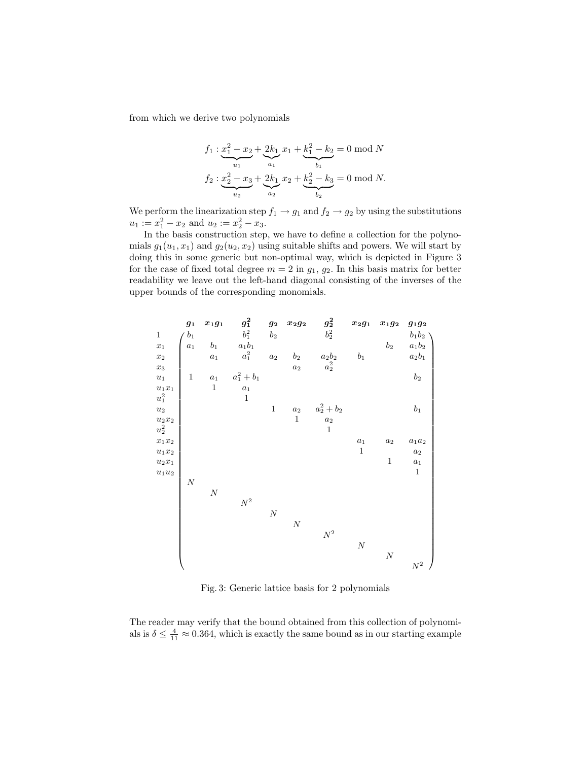from which we derive two polynomials

$$f_1 : \underbrace{x_1^2 - x_2}_{u_1} + \underbrace{2k_1}_{a_1} x_1 + \underbrace{k_1^2 - k_2}_{b_1} = 0 \bmod N$$
$$f_2 : \underbrace{x_2^2 - x_3}_{u_2} + \underbrace{2k_1}_{a_2} x_2 + \underbrace{k_2^2 - k_3}_{b_2} = 0 \bmod N.$$

We perform the linearization step $f_1 \to g_1$ and $f_2 \to g_2$ by using the substitutions $u_1 := x_1^2 - x_2$ and $u_2 := x_2^2 - x_3$.

In the basis construction step, we have to define a collection for the polynomials $g_1(u_1, x_1)$ and $g_2(u_2, x_2)$ using suitable shifts and powers. We will start by doing this in some generic but non-optimal way, which is depicted in Figure 3 for the case of fixed total degree $m = 2$ in $g_1$, $g_2$. In this basis matrix for better readability we leave out the left-hand diagonal consisting of the inverses of the upper bounds of the corresponding monomials.

| | $g_1$ | $x_1g_1$ | $g_1^2$ | $g_2$ | $x_2g_2$ | $g_2^2$ | $x_2g_1$ | $x_1g_2$ | $g_1g_2$ |
|---|---|---|---|---|---|---|---|---|---|
| $1$ | $b_1$ | | $b_1^2$ | $b_2$ | | $b_2^2$ | | | $b_1b_2$ |
| $x_1$ | $a_1$ | $b_1$ | $a_1b_1$ | | | | | $b_2$ | $a_1b_2$ |
| $x_2$ | | $a_1$ | $a_1^2$ | $a_2$ | $b_2$ | $a_2b_2$ | $b_1$ | | $a_2b_1$ |
| $x_3$ | | | | | $a_2$ | $a_2^2$ | | | |
| $u_1$ | $1$ | $a_1$ | $a_1^2 + b_1$ | | | | | | $b_2$ |
| $u_1x_1$ | | $1$ | $a_1$ | | | | | | |
| $u_1^2$ | | | $1$ | | | | | | |
| $u_2$ | | | | $1$ | $a_2$ | $a_2^2 + b_2$ | | | $b_1$ |
| $u_2x_2$ | | | | | $1$ | $a_2$ | | | |
| $u_2^2$ | | | | | | $1$ | | | |
| $x_1x_2$ | | | | | | | $a_1$ | $a_2$ | $a_1a_2$ |
| $u_1x_2$ | | | | | | | $1$ | | $a_2$ |
| $u_2x_1$ | | | | | | | | $1$ | $a_1$ |
| $u_1u_2$ | | | | | | | | | $1$ |
| | $N$ | | | | | | | | |
| | | $N$ | | | | | | | |
| | | | $N^2$ | | | | | | |
| | | | | $N$ | | | | | |
| | | | | | $N$ | | | | |
| | | | | | | $N^2$ | | | |
| | | | | | | | $N$ | | |
| | | | | | | | | $N$ | |
| | | | | | | | | | $N^2$ |

Fig. 3: Generic lattice basis for 2 polynomials

The reader may verify that the bound obtained from this collection of polynomials is $\delta \leq \frac{4}{11} \approx 0.364$, which is exactly the same bound as in our starting example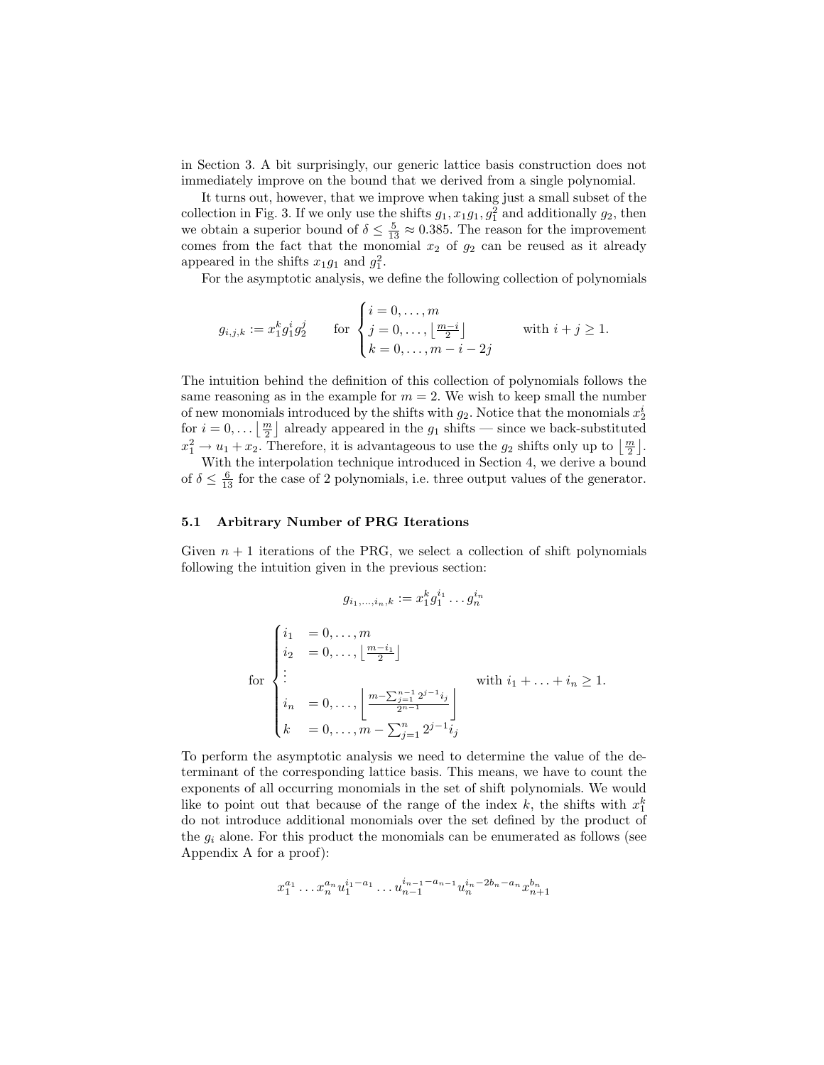in Section 3. A bit surprisingly, our generic lattice basis construction does not immediately improve on the bound that we derived from a single polynomial.

It turns out, however, that we improve when taking just a small subset of the collection in Fig. 3. If we only use the shifts $g_1, x_1 g_1, g_1^2$ and additionally $g_2$, then we obtain a superior bound of $\delta \leq \frac{5}{13} \approx 0.385$. The reason for the improvement comes from the fact that the monomial $x_2$ of $g_2$ can be reused as it already appeared in the shifts $x_1 g_1$ and $g_1^2$.

For the asymptotic analysis, we define the following collection of polynomials

$$g_{i,j,k} := x_1^k g_1^i g_2^j \qquad \text{for } \begin{cases} i = 0, \ldots, m \\ j = 0, \ldots, \lfloor \frac{m-i}{2} \rfloor \\ k = 0, \ldots, m - i - 2j \end{cases} \qquad \text{with } i + j \geq 1.$$

The intuition behind the definition of this collection of polynomials follows the same reasoning as in the example for $m = 2$. We wish to keep small the number of new monomials introduced by the shifts with $g_2$. Notice that the monomials $x_2^i$ for $i = 0, \ldots \lfloor \frac{m}{2} \rfloor$ already appeared in the $g_1$ shifts — since we back-substituted $x_1^2 \to u_1 + x_2$. Therefore, it is advantageous to use the $g_2$ shifts only up to $\lfloor \frac{m}{2} \rfloor$.

With the interpolation technique introduced in Section 4, we derive a bound of $\delta \leq \frac{6}{13}$ for the case of 2 polynomials, i.e. three output values of the generator.

### 5.1 Arbitrary Number of PRG Iterations

Given $n + 1$ iterations of the PRG, we select a collection of shift polynomials following the intuition given in the previous section:

$$g_{i_1,\ldots,i_n,k} := x_1^k g_1^{i_1} \ldots g_n^{i_n}$$

$$\text{for } \begin{cases} i_1 &= 0, \ldots, m \\ i_2 &= 0, \ldots, \lfloor \frac{m-i_1}{2} \rfloor \\ \vdots & \\ i_n &= 0, \ldots, \left\lfloor \frac{m - \sum_{j=1}^{n-1} 2^{j-1} i_j}{2^{n-1}} \right\rfloor \\ k &= 0, \ldots, m - \sum_{j=1}^{n} 2^{j-1} i_j \end{cases} \qquad \text{with } i_1 + \ldots + i_n \geq 1.$$

To perform the asymptotic analysis we need to determine the value of the determinant of the corresponding lattice basis. This means, we have to count the exponents of all occurring monomials in the set of shift polynomials. We would like to point out that because of the range of the index $k$, the shifts with $x_1^k$ do not introduce additional monomials over the set defined by the product of the $g_i$ alone. For this product the monomials can be enumerated as follows (see Appendix A for a proof):

$$x_1^{a_1} \ldots x_n^{a_n} u_1^{i_1 - a_1} \ldots u_{n-1}^{i_{n-1} - a_{n-1}} u_n^{i_n - 2b_n - a_n} x_{n+1}^{b_n}$$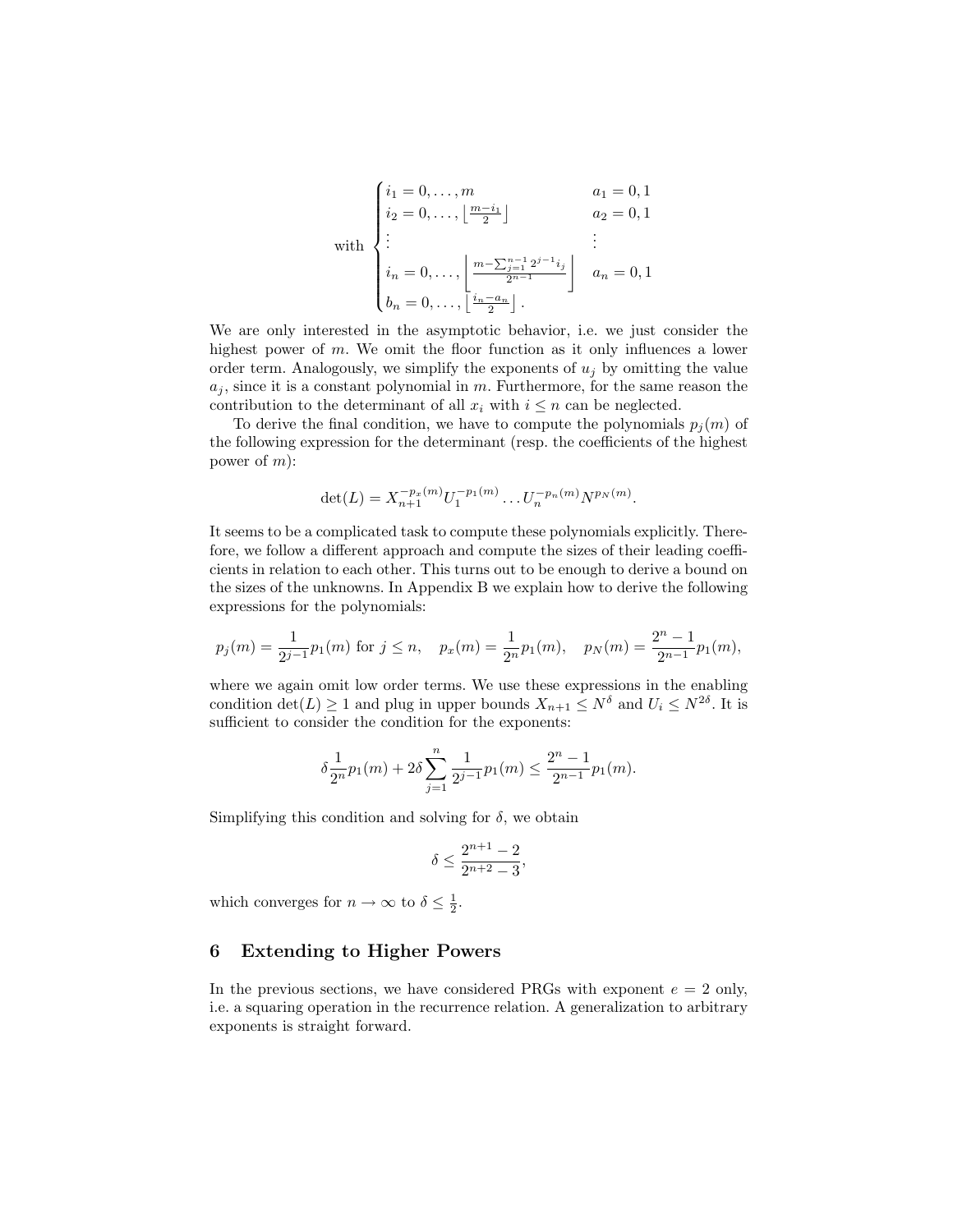$$
\text{with} \begin{cases} i_1 = 0, \ldots, m & a_1 = 0, 1 \\ i_2 = 0, \ldots, \left\lfloor \frac{m-i_1}{2} \right\rfloor & a_2 = 0, 1 \\ \vdots & \vdots \\ i_n = 0, \ldots, \left\lfloor \frac{m - \sum_{j=1}^{n-1} 2^{j-1} i_j}{2^{n-1}} \right\rfloor & a_n = 0, 1 \\ b_n = 0, \ldots, \left\lfloor \frac{i_n - a_n}{2} \right\rfloor . \end{cases}
$$

We are only interested in the asymptotic behavior, i.e. we just consider the highest power of $m$. We omit the floor function as it only influences a lower order term. Analogously, we simplify the exponents of $u_j$ by omitting the value $a_j$, since it is a constant polynomial in $m$. Furthermore, for the same reason the contribution to the determinant of all $x_i$ with $i \leq n$ can be neglected.

To derive the final condition, we have to compute the polynomials $p_j(m)$ of the following expression for the determinant (resp. the coefficients of the highest power of $m$):

$$
\det(L) = X_{n+1}^{-p_x(m)} U_1^{-p_1(m)} \ldots U_n^{-p_n(m)} N^{p_N(m)}.
$$

It seems to be a complicated task to compute these polynomials explicitly. Therefore, we follow a different approach and compute the sizes of their leading coefficients in relation to each other. This turns out to be enough to derive a bound on the sizes of the unknowns. In Appendix B we explain how to derive the following expressions for the polynomials:

$$
p_j(m) = \frac{1}{2^{j-1}} p_1(m) \text{ for } j \leq n, \quad p_x(m) = \frac{1}{2^n} p_1(m), \quad p_N(m) = \frac{2^n - 1}{2^{n-1}} p_1(m),
$$

where we again omit low order terms. We use these expressions in the enabling condition $\det(L) \geq 1$ and plug in upper bounds $X_{n+1} \leq N^{\delta}$ and $U_i \leq N^{2\delta}$. It is sufficient to consider the condition for the exponents:

$$
\delta \frac{1}{2^n} p_1(m) + 2\delta \sum_{j=1}^{n} \frac{1}{2^{j-1}} p_1(m) \leq \frac{2^n - 1}{2^{n-1}} p_1(m).
$$

Simplifying this condition and solving for $\delta$, we obtain

$$
\delta \leq \frac{2^{n+1} - 2}{2^{n+2} - 3},
$$

which converges for $n \to \infty$ to $\delta \leq \frac{1}{2}$.

## 6 Extending to Higher Powers

In the previous sections, we have considered PRGs with exponent $e = 2$ only, i.e. a squaring operation in the recurrence relation. A generalization to arbitrary exponents is straight forward.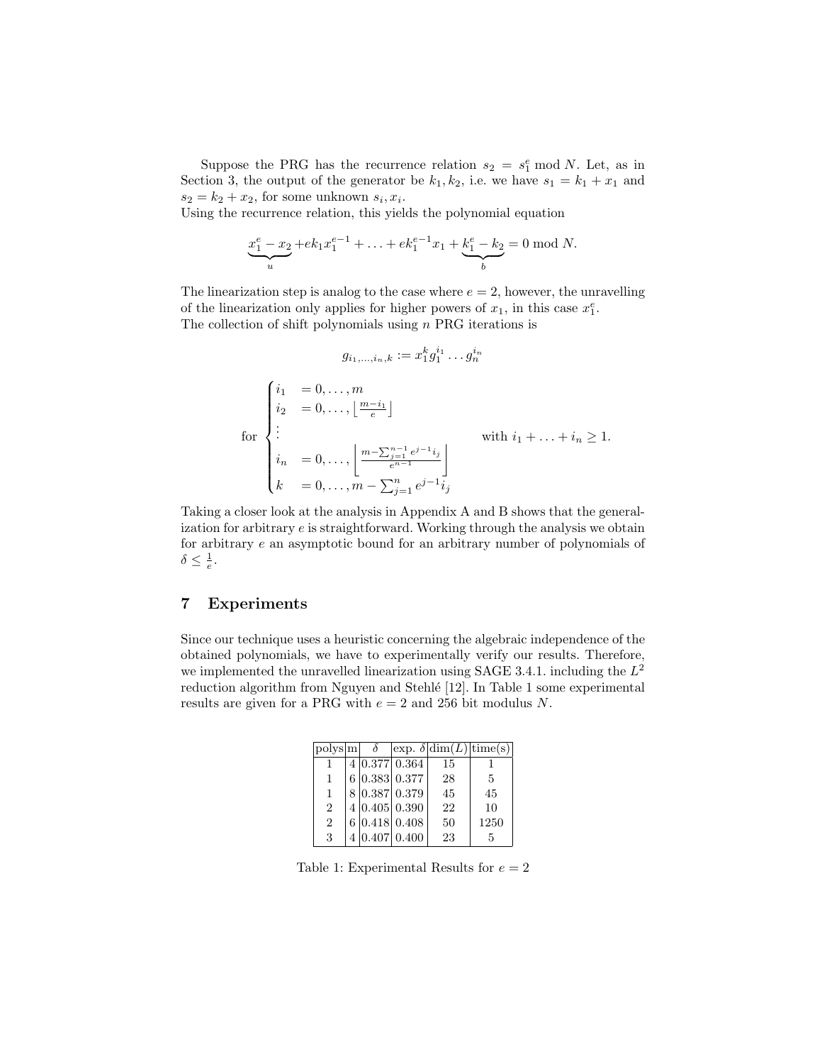Suppose the PRG has the recurrence relation $s_2 = s_1^e \bmod N$. Let, as in Section 3, the output of the generator be $k_1, k_2$, i.e. we have $s_1 = k_1 + x_1$ and $s_2 = k_2 + x_2$, for some unknown $s_i, x_i$.
Using the recurrence relation, this yields the polynomial equation

$$\underbrace{x_1^e - x_2}_{u} + ek_1 x_1^{e-1} + \ldots + ek_1^{e-1} x_1 + \underbrace{k_1^e - k_2}_{b} = 0 \bmod N.$$

The linearization step is analog to the case where $e = 2$, however, the unravelling of the linearization only applies for higher powers of $x_1$, in this case $x_1^e$.
The collection of shift polynomials using $n$ PRG iterations is

$$g_{i_1,\ldots,i_n,k} := x_1^k g_1^{i_1} \ldots g_n^{i_n}$$

$$\text{for } \begin{cases} i_1 &= 0, \ldots, m \\ i_2 &= 0, \ldots, \lfloor \frac{m-i_1}{e} \rfloor \\ \vdots & \\ i_n &= 0, \ldots, \left\lfloor \frac{m - \sum_{j=1}^{n-1} e^{j-1} i_j}{e^{n-1}} \right\rfloor \\ k &= 0, \ldots, m - \sum_{j=1}^{n} e^{j-1} i_j \end{cases} \quad \text{with } i_1 + \ldots + i_n \geq 1.$$

Taking a closer look at the analysis in Appendix A and B shows that the generalization for arbitrary $e$ is straightforward. Working through the analysis we obtain for arbitrary $e$ an asymptotic bound for an arbitrary number of polynomials of $\delta \leq \frac{1}{e}$.

## 7 Experiments

Since our technique uses a heuristic concerning the algebraic independence of the obtained polynomials, we have to experimentally verify our results. Therefore, we implemented the unravelled linearization using SAGE 3.4.1. including the $L^2$ reduction algorithm from Nguyen and Stehlé [12]. In Table 1 some experimental results are given for a PRG with $e = 2$ and 256 bit modulus $N$.

| polys | m | $\delta$ | exp. $\delta$ | dim($L$) | time(s) |
|---|---|---|---|---|---|
| 1 | 4 | 0.377 | 0.364 | 15 | 1 |
| 1 | 6 | 0.383 | 0.377 | 28 | 5 |
| 1 | 8 | 0.387 | 0.379 | 45 | 45 |
| 2 | 4 | 0.405 | 0.390 | 22 | 10 |
| 2 | 6 | 0.418 | 0.408 | 50 | 1250 |
| 3 | 4 | 0.407 | 0.400 | 23 | 5 |

Table 1: Experimental Results for $e = 2$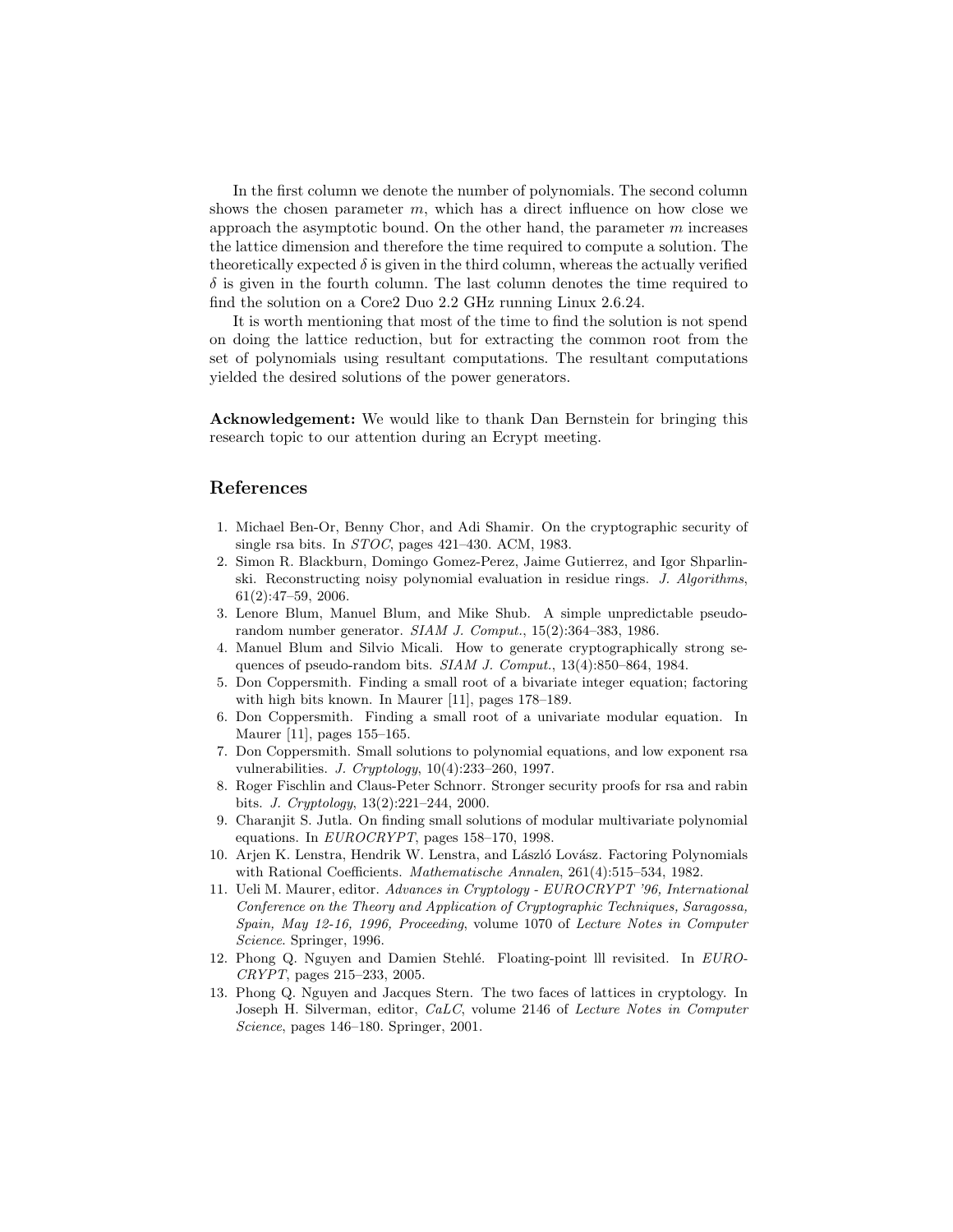In the first column we denote the number of polynomials. The second column shows the chosen parameter $m$, which has a direct influence on how close we approach the asymptotic bound. On the other hand, the parameter $m$ increases the lattice dimension and therefore the time required to compute a solution. The theoretically expected $\delta$ is given in the third column, whereas the actually verified $\delta$ is given in the fourth column. The last column denotes the time required to find the solution on a Core2 Duo 2.2 GHz running Linux 2.6.24.

It is worth mentioning that most of the time to find the solution is not spend on doing the lattice reduction, but for extracting the common root from the set of polynomials using resultant computations. The resultant computations yielded the desired solutions of the power generators.

**Acknowledgement:** We would like to thank Dan Bernstein for bringing this research topic to our attention during an Ecrypt meeting.

## References

1. Michael Ben-Or, Benny Chor, and Adi Shamir. On the cryptographic security of single rsa bits. In *STOC*, pages 421–430. ACM, 1983.
2. Simon R. Blackburn, Domingo Gomez-Perez, Jaime Gutierrez, and Igor Shparlinski. Reconstructing noisy polynomial evaluation in residue rings. *J. Algorithms*, 61(2):47–59, 2006.
3. Lenore Blum, Manuel Blum, and Mike Shub. A simple unpredictable pseudo-random number generator. *SIAM J. Comput.*, 15(2):364–383, 1986.
4. Manuel Blum and Silvio Micali. How to generate cryptographically strong sequences of pseudo-random bits. *SIAM J. Comput.*, 13(4):850–864, 1984.
5. Don Coppersmith. Finding a small root of a bivariate integer equation; factoring with high bits known. In Maurer [11], pages 178–189.
6. Don Coppersmith. Finding a small root of a univariate modular equation. In Maurer [11], pages 155–165.
7. Don Coppersmith. Small solutions to polynomial equations, and low exponent rsa vulnerabilities. *J. Cryptology*, 10(4):233–260, 1997.
8. Roger Fischlin and Claus-Peter Schnorr. Stronger security proofs for rsa and rabin bits. *J. Cryptology*, 13(2):221–244, 2000.
9. Charanjit S. Jutla. On finding small solutions of modular multivariate polynomial equations. In *EUROCRYPT*, pages 158–170, 1998.
10. Arjen K. Lenstra, Hendrik W. Lenstra, and László Lovász. Factoring Polynomials with Rational Coefficients. *Mathematische Annalen*, 261(4):515–534, 1982.
11. Ueli M. Maurer, editor. *Advances in Cryptology - EUROCRYPT '96, International Conference on the Theory and Application of Cryptographic Techniques, Saragossa, Spain, May 12-16, 1996, Proceeding*, volume 1070 of *Lecture Notes in Computer Science*. Springer, 1996.
12. Phong Q. Nguyen and Damien Stehlé. Floating-point lll revisited. In *EUROCRYPT*, pages 215–233, 2005.
13. Phong Q. Nguyen and Jacques Stern. The two faces of lattices in cryptology. In Joseph H. Silverman, editor, *CaLC*, volume 2146 of *Lecture Notes in Computer Science*, pages 146–180. Springer, 2001.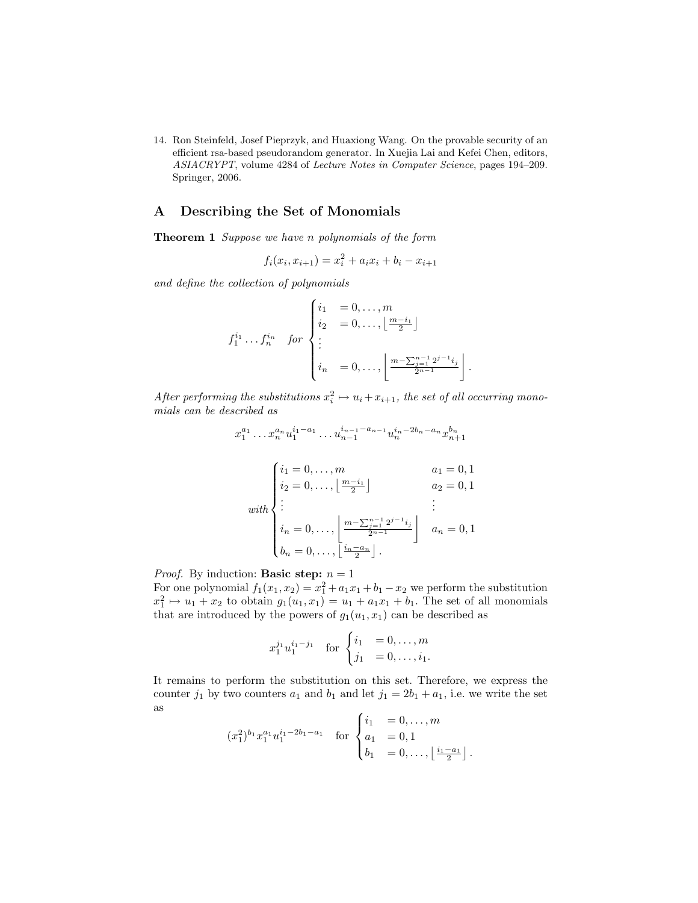14. Ron Steinfeld, Josef Pieprzyk, and Huaxiong Wang. On the provable security of an efficient rsa-based pseudorandom generator. In Xuejia Lai and Kefei Chen, editors, *ASIACRYPT*, volume 4284 of *Lecture Notes in Computer Science*, pages 194–209. Springer, 2006.

## A Describing the Set of Monomials

**Theorem 1** *Suppose we have n polynomials of the form*

$$f_i(x_i, x_{i+1}) = x_i^2 + a_i x_i + b_i - x_{i+1}$$

*and define the collection of polynomials*

$$f_1^{i_1} \dots f_n^{i_n} \quad for \begin{cases} i_1 &= 0, \dots, m \\ i_2 &= 0, \dots, \left\lfloor \frac{m-i_1}{2} \right\rfloor \\ \vdots \\ i_n &= 0, \dots, \left\lfloor \frac{m - \sum_{j=1}^{n-1} 2^{j-1} i_j}{2^{n-1}} \right\rfloor. \end{cases}$$

*After performing the substitutions $x_i^2 \mapsto u_i + x_{i+1}$, the set of all occurring monomials can be described as*

$$x_1^{a_1} \dots x_n^{a_n} u_1^{i_1 - a_1} \dots u_{n-1}^{i_{n-1} - a_{n-1}} u_n^{i_n - 2b_n - a_n} x_{n+1}^{b_n}$$

$$with \begin{cases} i_1 = 0, \dots, m & a_1 = 0, 1 \\ i_2 = 0, \dots, \left\lfloor \frac{m-i_1}{2} \right\rfloor & a_2 = 0, 1 \\ \vdots & \vdots \\ i_n = 0, \dots, \left\lfloor \frac{m - \sum_{j=1}^{n-1} 2^{j-1} i_j}{2^{n-1}} \right\rfloor & a_n = 0, 1 \\ b_n = 0, \dots, \left\lfloor \frac{i_n - a_n}{2} \right\rfloor. \end{cases}$$

*Proof.* By induction: **Basic step:** $n = 1$
For one polynomial $f_1(x_1, x_2) = x_1^2 + a_1 x_1 + b_1 - x_2$ we perform the substitution $x_1^2 \mapsto u_1 + x_2$ to obtain $g_1(u_1, x_1) = u_1 + a_1 x_1 + b_1$. The set of all monomials that are introduced by the powers of $g_1(u_1, x_1)$ can be described as

$$x_1^{j_1} u_1^{i_1 - j_1} \quad \text{for} \begin{cases} i_1 &= 0, \dots, m \\ j_1 &= 0, \dots, i_1. \end{cases}$$

It remains to perform the substitution on this set. Therefore, we express the counter $j_1$ by two counters $a_1$ and $b_1$ and let $j_1 = 2b_1 + a_1$, i.e. we write the set as

$$(x_1^2)^{b_1} x_1^{a_1} u_1^{i_1 - 2b_1 - a_1} \quad \text{for} \begin{cases} i_1 &= 0, \dots, m \\ a_1 &= 0, 1 \\ b_1 &= 0, \dots, \left\lfloor \frac{i_1 - a_1}{2} \right\rfloor. \end{cases}$$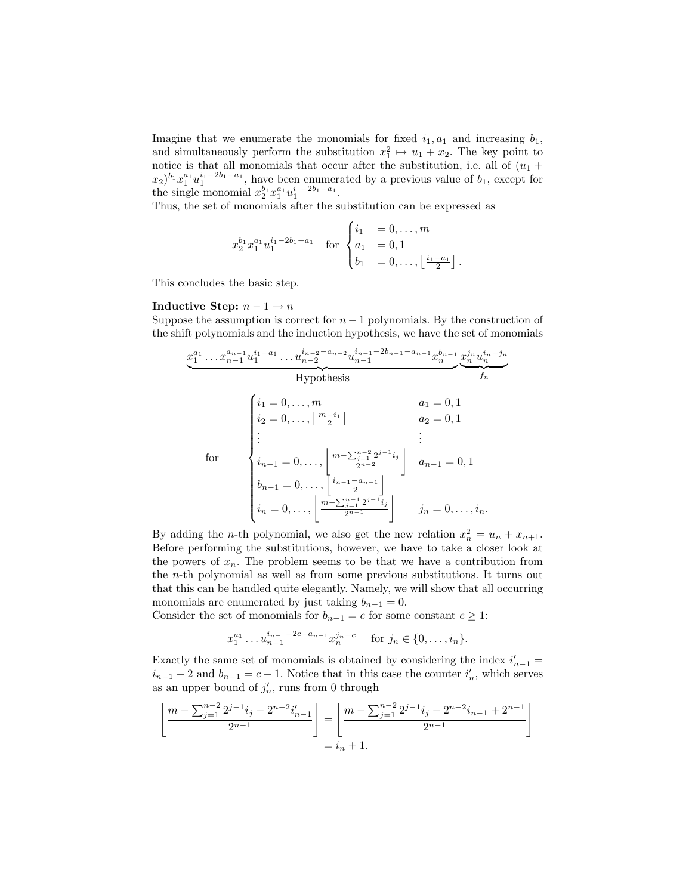Imagine that we enumerate the monomials for fixed $i_1, a_1$ and increasing $b_1$, and simultaneously perform the substitution $x_1^2 \mapsto u_1 + x_2$. The key point to notice is that all monomials that occur after the substitution, i.e. all of $(u_1 + x_2)^{b_1} x_1^{a_1} u_1^{i_1 - 2b_1 - a_1}$, have been enumerated by a previous value of $b_1$, except for the single monomial $x_2^{b_1} x_1^{a_1} u_1^{i_1 - 2b_1 - a_1}$.

Thus, the set of monomials after the substitution can be expressed as

$$x_2^{b_1} x_1^{a_1} u_1^{i_1 - 2b_1 - a_1} \quad \text{for} \begin{cases} i_1 &= 0, \dots, m \\ a_1 &= 0, 1 \\ b_1 &= 0, \dots, \left\lfloor \frac{i_1 - a_1}{2} \right\rfloor. \end{cases}$$

This concludes the basic step.

**Inductive Step:** $n - 1 \to n$

Suppose the assumption is correct for $n-1$ polynomials. By the construction of the shift polynomials and the induction hypothesis, we have the set of monomials

$$\underbrace{x_1^{a_1} \dots x_{n-1}^{a_{n-1}} u_1^{i_1 - a_1} \dots u_{n-2}^{i_{n-2} - a_{n-2}} u_{n-1}^{i_{n-1} - 2b_{n-1} - a_{n-1}} x_n^{b_{n-1}}}_{\text{Hypothesis}} \underbrace{x_n^{j_n} u_n^{i_n - j_n}}_{f_n}$$

$$\text{for} \quad \begin{cases} i_1 = 0, \dots, m & a_1 = 0, 1 \\ i_2 = 0, \dots, \left\lfloor \frac{m - i_1}{2} \right\rfloor & a_2 = 0, 1 \\ \vdots & \vdots \\ i_{n-1} = 0, \dots, \left\lfloor \frac{m - \sum_{j=1}^{n-2} 2^{j-1} i_j}{2^{n-2}} \right\rfloor & a_{n-1} = 0, 1 \\ b_{n-1} = 0, \dots, \left\lfloor \frac{i_{n-1} - a_{n-1}}{2} \right\rfloor & \\ i_n = 0, \dots, \left\lfloor \frac{m - \sum_{j=1}^{n-1} 2^{j-1} i_j}{2^{n-1}} \right\rfloor & j_n = 0, \dots, i_n. \end{cases}$$

By adding the $n$-th polynomial, we also get the new relation $x_n^2 = u_n + x_{n+1}$. Before performing the substitutions, however, we have to take a closer look at the powers of $x_n$. The problem seems to be that we have a contribution from the $n$-th polynomial as well as from some previous substitutions. It turns out that this can be handled quite elegantly. Namely, we will show that all occurring monomials are enumerated by just taking $b_{n-1} = 0$.

Consider the set of monomials for $b_{n-1} = c$ for some constant $c \geq 1$:

$$x_1^{a_1} \dots u_{n-1}^{i_{n-1} - 2c - a_{n-1}} x_n^{j_n + c} \quad \text{for } j_n \in \{0, \dots, i_n\}.$$

Exactly the same set of monomials is obtained by considering the index $i'_{n-1} = i_{n-1} - 2$ and $b_{n-1} = c - 1$. Notice that in this case the counter $i'_n$, which serves as an upper bound of $j'_n$, runs from 0 through

$$\left\lfloor \frac{m - \sum_{j=1}^{n-2} 2^{j-1} i_j - 2^{n-2} i'_{n-1}}{2^{n-1}} \right\rfloor = \left\lfloor \frac{m - \sum_{j=1}^{n-2} 2^{j-1} i_j - 2^{n-2} i_{n-1} + 2^{n-1}}{2^{n-1}} \right\rfloor$$
$$= i_n + 1.$$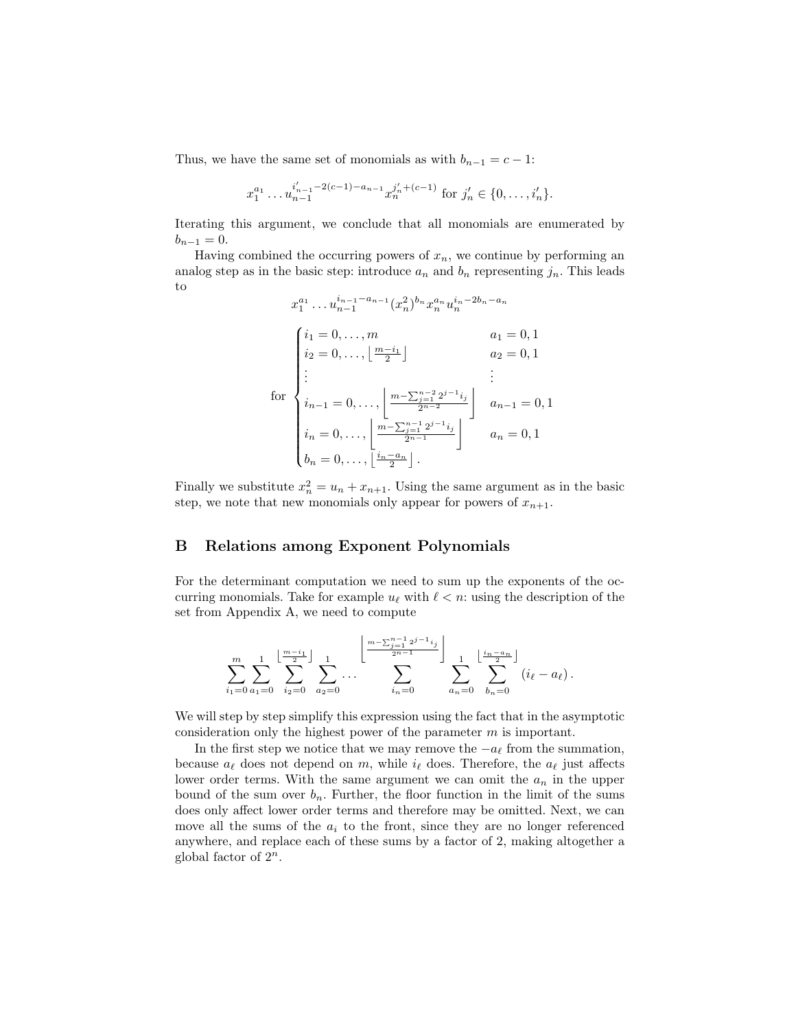Thus, we have the same set of monomials as with $b_{n-1} = c - 1$:

$$x_1^{a_1} \dots u_{n-1}^{i'_{n-1}-2(c-1)-a_{n-1}} x_n^{j'_n+(c-1)} \text{ for } j'_n \in \{0, \dots, i'_n\}.$$

Iterating this argument, we conclude that all monomials are enumerated by $b_{n-1} = 0$.

Having combined the occurring powers of $x_n$, we continue by performing an analog step as in the basic step: introduce $a_n$ and $b_n$ representing $j_n$. This leads to

$$x_1^{a_1} \dots u_{n-1}^{i_{n-1}-a_{n-1}} (x_n^2)^{b_n} x_n^{a_n} u_n^{i_n-2b_n-a_n}$$

$$\text{for } \begin{cases} i_1 = 0, \dots, m & a_1 = 0, 1 \\ i_2 = 0, \dots, \left\lfloor \frac{m-i_1}{2} \right\rfloor & a_2 = 0, 1 \\ \vdots & \vdots \\ i_{n-1} = 0, \dots, \left\lfloor \frac{m - \sum_{j=1}^{n-2} 2^{j-1} i_j}{2^{n-2}} \right\rfloor & a_{n-1} = 0, 1 \\ i_n = 0, \dots, \left\lfloor \frac{m - \sum_{j=1}^{n-1} 2^{j-1} i_j}{2^{n-1}} \right\rfloor & a_n = 0, 1 \\ b_n = 0, \dots, \left\lfloor \frac{i_n - a_n}{2} \right\rfloor . \end{cases}$$

Finally we substitute $x_n^2 = u_n + x_{n+1}$. Using the same argument as in the basic step, we note that new monomials only appear for powers of $x_{n+1}$.

## B Relations among Exponent Polynomials

For the determinant computation we need to sum up the exponents of the occurring monomials. Take for example $u_\ell$ with $\ell < n$: using the description of the set from Appendix A, we need to compute

$$\sum_{i_1=0}^{m} \sum_{a_1=0}^{1} \sum_{i_2=0}^{\left\lfloor \frac{m-i_1}{2} \right\rfloor} \sum_{a_2=0}^{1} \dots \sum_{i_n=0}^{\left\lfloor \frac{m-\sum_{j=1}^{n-1} 2^{j-1} i_j}{2^{n-1}} \right\rfloor} \sum_{a_n=0}^{1} \sum_{b_n=0}^{\left\lfloor \frac{i_n-a_n}{2} \right\rfloor} (i_\ell - a_\ell) \,.$$

We will step by step simplify this expression using the fact that in the asymptotic consideration only the highest power of the parameter $m$ is important.

In the first step we notice that we may remove the $-a_\ell$ from the summation, because $a_\ell$ does not depend on $m$, while $i_\ell$ does. Therefore, the $a_\ell$ just affects lower order terms. With the same argument we can omit the $a_n$ in the upper bound of the sum over $b_n$. Further, the floor function in the limit of the sums does only affect lower order terms and therefore may be omitted. Next, we can move all the sums of the $a_i$ to the front, since they are no longer referenced anywhere, and replace each of these sums by a factor of 2, making altogether a global factor of $2^n$.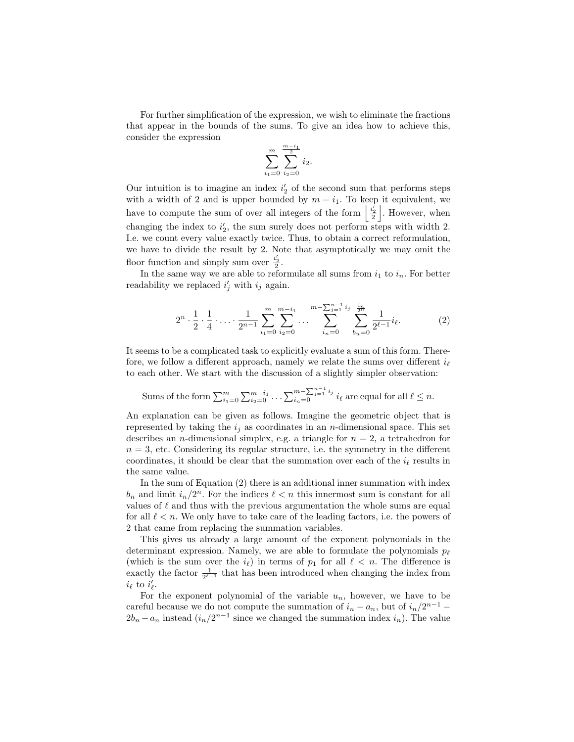For further simplification of the expression, we wish to eliminate the fractions that appear in the bounds of the sums. To give an idea how to achieve this, consider the expression

$$\sum_{i_1=0}^{m} \sum_{i_2=0}^{\frac{m-i_1}{2}} i_2.$$

Our intuition is to imagine an index $i_2'$ of the second sum that performs steps with a width of 2 and is upper bounded by $m - i_1$. To keep it equivalent, we have to compute the sum of over all integers of the form $\left\lfloor \frac{i_2'}{2} \right\rfloor$. However, when changing the index to $i_2'$, the sum surely does not perform steps with width 2. I.e. we count every value exactly twice. Thus, to obtain a correct reformulation, we have to divide the result by 2. Note that asymptotically we may omit the floor function and simply sum over $\frac{i_2'}{2}$.

In the same way we are able to reformulate all sums from $i_1$ to $i_n$. For better readability we replaced $i_j'$ with $i_j$ again.

$$2^n \cdot \frac{1}{2} \cdot \frac{1}{4} \cdot \ldots \cdot \frac{1}{2^{n-1}} \sum_{i_1=0}^{m} \sum_{i_2=0}^{m-i_1} \cdots \sum_{i_n=0}^{m-\sum_{j=1}^{n-1} i_j} \sum_{b_n=0}^{\frac{i_n}{2^n}} \frac{1}{2^{\ell-1}} i_\ell. \tag{2}$$

It seems to be a complicated task to explicitly evaluate a sum of this form. Therefore, we follow a different approach, namely we relate the sums over different $i_\ell$ to each other. We start with the discussion of a slightly simpler observation:

Sums of the form $\sum_{i_1=0}^{m} \sum_{i_2=0}^{m-i_1} \ldots \sum_{i_n=0}^{m-\sum_{j=1}^{n-1} i_j} i_\ell$ are equal for all $\ell \leq n$.

An explanation can be given as follows. Imagine the geometric object that is represented by taking the $i_j$ as coordinates in an $n$-dimensional space. This set describes an $n$-dimensional simplex, e.g. a triangle for $n = 2$, a tetrahedron for $n = 3$, etc. Considering its regular structure, i.e. the symmetry in the different coordinates, it should be clear that the summation over each of the $i_\ell$ results in the same value.

In the sum of Equation (2) there is an additional inner summation with index $b_n$ and limit $i_n/2^n$. For the indices $\ell < n$ this innermost sum is constant for all values of $\ell$ and thus with the previous argumentation the whole sums are equal for all $\ell < n$. We only have to take care of the leading factors, i.e. the powers of 2 that came from replacing the summation variables.

This gives us already a large amount of the exponent polynomials in the determinant expression. Namely, we are able to formulate the polynomials $p_\ell$ (which is the sum over the $i_\ell$) in terms of $p_1$ for all $\ell < n$. The difference is exactly the factor $\frac{1}{2^{\ell-1}}$ that has been introduced when changing the index from $i_\ell$ to $i_\ell'$.

For the exponent polynomial of the variable $u_n$, however, we have to be careful because we do not compute the summation of $i_n - a_n$, but of $i_n/2^{n-1} - 2b_n - a_n$ instead ($i_n/2^{n-1}$ since we changed the summation index $i_n$). The value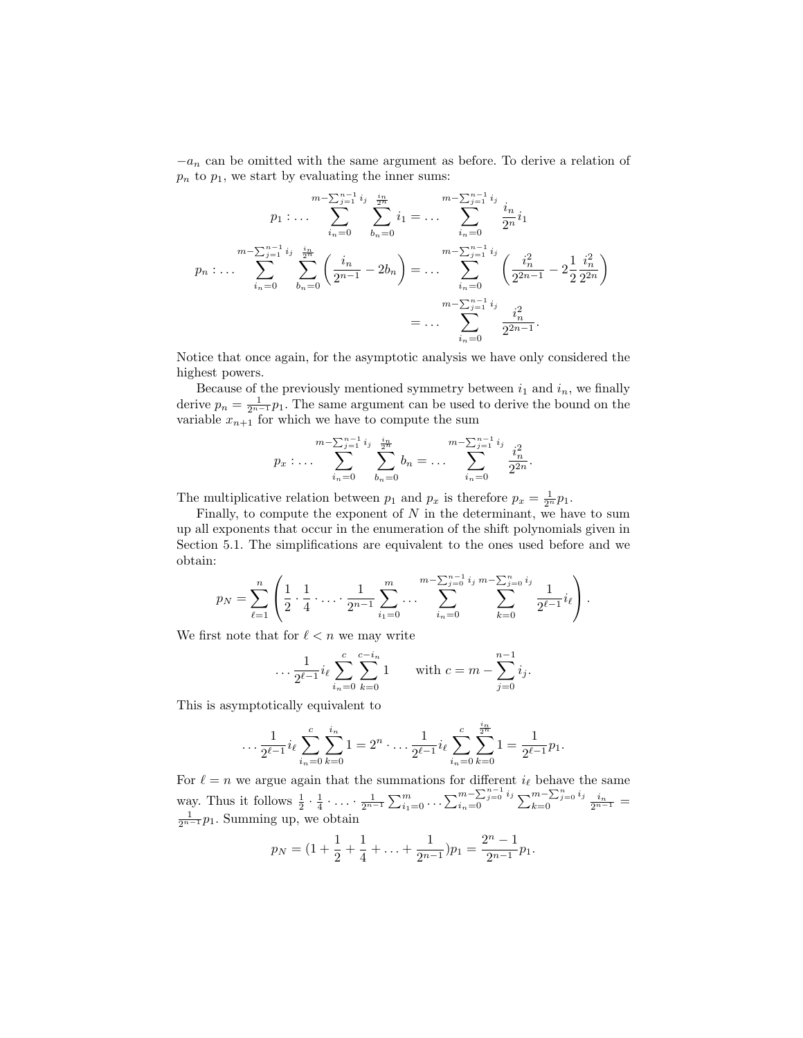$-a_n$ can be omitted with the same argument as before. To derive a relation of $p_n$ to $p_1$, we start by evaluating the inner sums:

$$p_1 : \ldots \sum_{i_n=0}^{m-\sum_{j=1}^{n-1} i_j} \sum_{b_n=0}^{\frac{i_n}{2^n}} i_1 = \ldots \sum_{i_n=0}^{m-\sum_{j=1}^{n-1} i_j} \frac{i_n}{2^n} i_1$$

$$p_n : \ldots \sum_{i_n=0}^{m-\sum_{j=1}^{n-1} i_j} \sum_{b_n=0}^{\frac{i_n}{2^n}} \left( \frac{i_n}{2^{n-1}} - 2b_n \right) = \ldots \sum_{i_n=0}^{m-\sum_{j=1}^{n-1} i_j} \left( \frac{i_n^2}{2^{2n-1}} - 2\frac{1}{2}\frac{i_n^2}{2^{2n}} \right)$$

$$= \ldots \sum_{i_n=0}^{m-\sum_{j=1}^{n-1} i_j} \frac{i_n^2}{2^{2n-1}}.$$

Notice that once again, for the asymptotic analysis we have only considered the highest powers.

Because of the previously mentioned symmetry between $i_1$ and $i_n$, we finally derive $p_n = \frac{1}{2^{n-1}} p_1$. The same argument can be used to derive the bound on the variable $x_{n+1}$ for which we have to compute the sum

$$p_x : \ldots \sum_{i_n=0}^{m-\sum_{j=1}^{n-1} i_j} \sum_{b_n=0}^{\frac{i_n}{2^n}} b_n = \ldots \sum_{i_n=0}^{m-\sum_{j=1}^{n-1} i_j} \frac{i_n^2}{2^{2n}}.$$

The multiplicative relation between $p_1$ and $p_x$ is therefore $p_x = \frac{1}{2^n} p_1$.

Finally, to compute the exponent of $N$ in the determinant, we have to sum up all exponents that occur in the enumeration of the shift polynomials given in Section 5.1. The simplifications are equivalent to the ones used before and we obtain:

$$p_N = \sum_{\ell=1}^{n} \left( \frac{1}{2} \cdot \frac{1}{4} \cdot \ldots \cdot \frac{1}{2^{n-1}} \sum_{i_1=0}^{m} \cdots \sum_{i_n=0}^{m-\sum_{j=0}^{n-1} i_j} \sum_{k=0}^{m-\sum_{j=0}^{n} i_j} \frac{1}{2^{\ell-1}} i_\ell \right).$$

We first note that for $\ell < n$ we may write

$$\cdots \frac{1}{2^{\ell-1}} i_\ell \sum_{i_n=0}^{c} \sum_{k=0}^{c-i_n} 1 \qquad \text{with } c = m - \sum_{j=0}^{n-1} i_j.$$

This is asymptotically equivalent to

$$\cdots \frac{1}{2^{\ell-1}} i_\ell \sum_{i_n=0}^{c} \sum_{k=0}^{i_n} 1 = 2^n \cdot \ldots \frac{1}{2^{\ell-1}} i_\ell \sum_{i_n=0}^{c} \sum_{k=0}^{\frac{i_n}{2^n}} 1 = \frac{1}{2^{\ell-1}} p_1.$$

For $\ell = n$ we argue again that the summations for different $i_\ell$ behave the same way. Thus it follows $\frac{1}{2} \cdot \frac{1}{4} \cdot \ldots \cdot \frac{1}{2^{n-1}} \sum_{i_1=0}^{m} \cdots \sum_{i_n=0}^{m-\sum_{j=0}^{n-1} i_j} \sum_{k=0}^{m-\sum_{j=0}^{n} i_j} \frac{i_n}{2^{n-1}} = \frac{1}{2^{n-1}} p_1$. Summing up, we obtain

$$p_N = (1 + \frac{1}{2} + \frac{1}{4} + \ldots + \frac{1}{2^{n-1}}) p_1 = \frac{2^n - 1}{2^{n-1}} p_1.$$